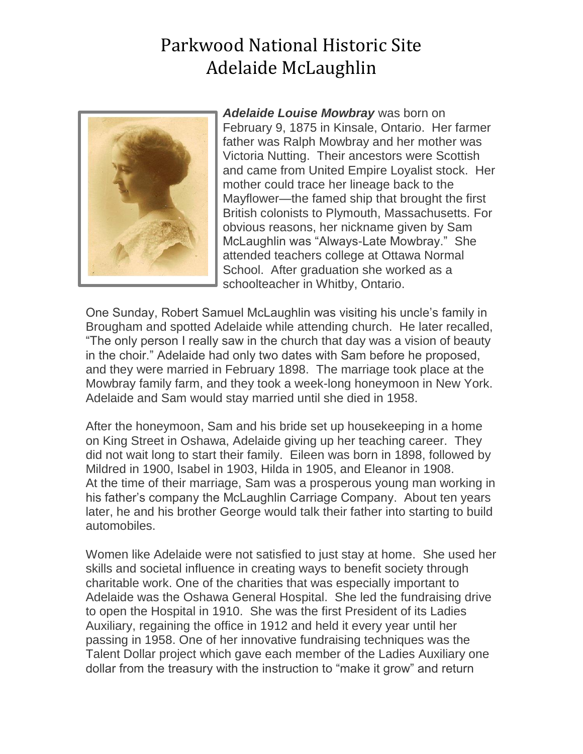# Parkwood National Historic Site
# Adelaide McLaughlin

***Adelaide Louise Mowbray*** was born on February 9, 1875 in Kinsale, Ontario. Her farmer father was Ralph Mowbray and her mother was Victoria Nutting. Their ancestors were Scottish and came from United Empire Loyalist stock. Her mother could trace her lineage back to the Mayflower—the famed ship that brought the first British colonists to Plymouth, Massachusetts. For obvious reasons, her nickname given by Sam McLaughlin was "Always-Late Mowbray." She attended teachers college at Ottawa Normal School. After graduation she worked as a schoolteacher in Whitby, Ontario.

One Sunday, Robert Samuel McLaughlin was visiting his uncle's family in Brougham and spotted Adelaide while attending church. He later recalled, "The only person I really saw in the church that day was a vision of beauty in the choir." Adelaide had only two dates with Sam before he proposed, and they were married in February 1898. The marriage took place at the Mowbray family farm, and they took a week-long honeymoon in New York. Adelaide and Sam would stay married until she died in 1958.

After the honeymoon, Sam and his bride set up housekeeping in a home on King Street in Oshawa, Adelaide giving up her teaching career. They did not wait long to start their family. Eileen was born in 1898, followed by Mildred in 1900, Isabel in 1903, Hilda in 1905, and Eleanor in 1908. At the time of their marriage, Sam was a prosperous young man working in his father's company the McLaughlin Carriage Company. About ten years later, he and his brother George would talk their father into starting to build automobiles.

Women like Adelaide were not satisfied to just stay at home. She used her skills and societal influence in creating ways to benefit society through charitable work. One of the charities that was especially important to Adelaide was the Oshawa General Hospital. She led the fundraising drive to open the Hospital in 1910. She was the first President of its Ladies Auxiliary, regaining the office in 1912 and held it every year until her passing in 1958. One of her innovative fundraising techniques was the Talent Dollar project which gave each member of the Ladies Auxiliary one dollar from the treasury with the instruction to "make it grow" and return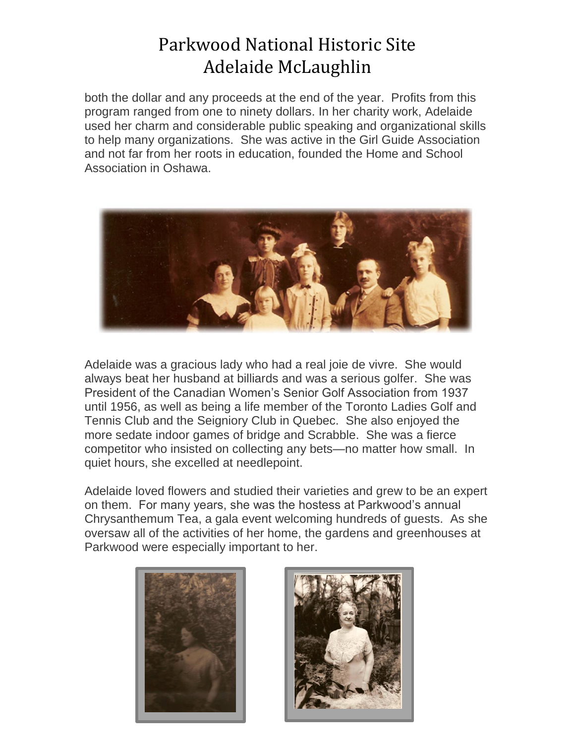# Parkwood National Historic Site
# Adelaide McLaughlin

both the dollar and any proceeds at the end of the year. Profits from this program ranged from one to ninety dollars. In her charity work, Adelaide used her charm and considerable public speaking and organizational skills to help many organizations. She was active in the Girl Guide Association and not far from her roots in education, founded the Home and School Association in Oshawa.

Adelaide was a gracious lady who had a real joie de vivre. She would always beat her husband at billiards and was a serious golfer. She was President of the Canadian Women's Senior Golf Association from 1937 until 1956, as well as being a life member of the Toronto Ladies Golf and Tennis Club and the Seigniory Club in Quebec. She also enjoyed the more sedate indoor games of bridge and Scrabble. She was a fierce competitor who insisted on collecting any bets—no matter how small. In quiet hours, she excelled at needlepoint.

Adelaide loved flowers and studied their varieties and grew to be an expert on them. For many years, she was the hostess at Parkwood's annual Chrysanthemum Tea, a gala event welcoming hundreds of guests. As she oversaw all of the activities of her home, the gardens and greenhouses at Parkwood were especially important to her.